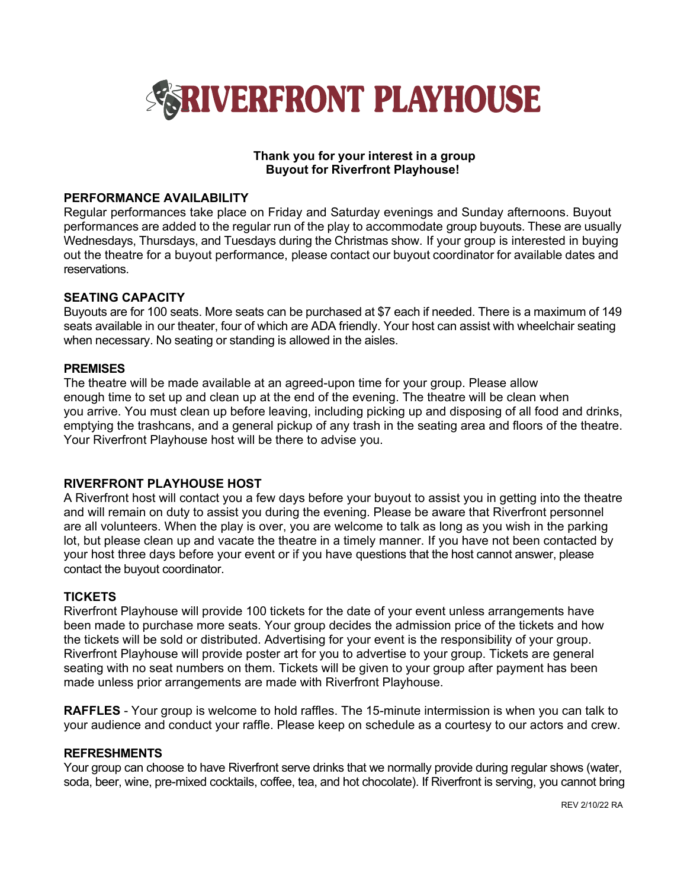# RIVERFRONT PLAYHOUSE

**Thank you for your interest in a group Buyout for Riverfront Playhouse!**

## PERFORMANCE AVAILABILITY

Regular performances take place on Friday and Saturday evenings and Sunday afternoons. Buyout performances are added to the regular run of the play to accommodate group buyouts. These are usually Wednesdays, Thursdays, and Tuesdays during the Christmas show. If your group is interested in buying out the theatre for a buyout performance, please contact our buyout coordinator for available dates and reservations.

## SEATING CAPACITY

Buyouts are for 100 seats. More seats can be purchased at $7 each if needed. There is a maximum of 149 seats available in our theater, four of which are ADA friendly. Your host can assist with wheelchair seating when necessary. No seating or standing is allowed in the aisles.

## PREMISES

The theatre will be made available at an agreed-upon time for your group. Please allow enough time to set up and clean up at the end of the evening. The theatre will be clean when you arrive. You must clean up before leaving, including picking up and disposing of all food and drinks, emptying the trashcans, and a general pickup of any trash in the seating area and floors of the theatre. Your Riverfront Playhouse host will be there to advise you.

## RIVERFRONT PLAYHOUSE HOST

A Riverfront host will contact you a few days before your buyout to assist you in getting into the theatre and will remain on duty to assist you during the evening. Please be aware that Riverfront personnel are all volunteers. When the play is over, you are welcome to talk as long as you wish in the parking lot, but please clean up and vacate the theatre in a timely manner. If you have not been contacted by your host three days before your event or if you have questions that the host cannot answer, please contact the buyout coordinator.

## TICKETS

Riverfront Playhouse will provide 100 tickets for the date of your event unless arrangements have been made to purchase more seats. Your group decides the admission price of the tickets and how the tickets will be sold or distributed. Advertising for your event is the responsibility of your group. Riverfront Playhouse will provide poster art for you to advertise to your group. Tickets are general seating with no seat numbers on them. Tickets will be given to your group after payment has been made unless prior arrangements are made with Riverfront Playhouse.

**RAFFLES** - Your group is welcome to hold raffles. The 15-minute intermission is when you can talk to your audience and conduct your raffle. Please keep on schedule as a courtesy to our actors and crew.

## REFRESHMENTS

Your group can choose to have Riverfront serve drinks that we normally provide during regular shows (water, soda, beer, wine, pre-mixed cocktails, coffee, tea, and hot chocolate). If Riverfront is serving, you cannot bring

REV 2/10/22 RA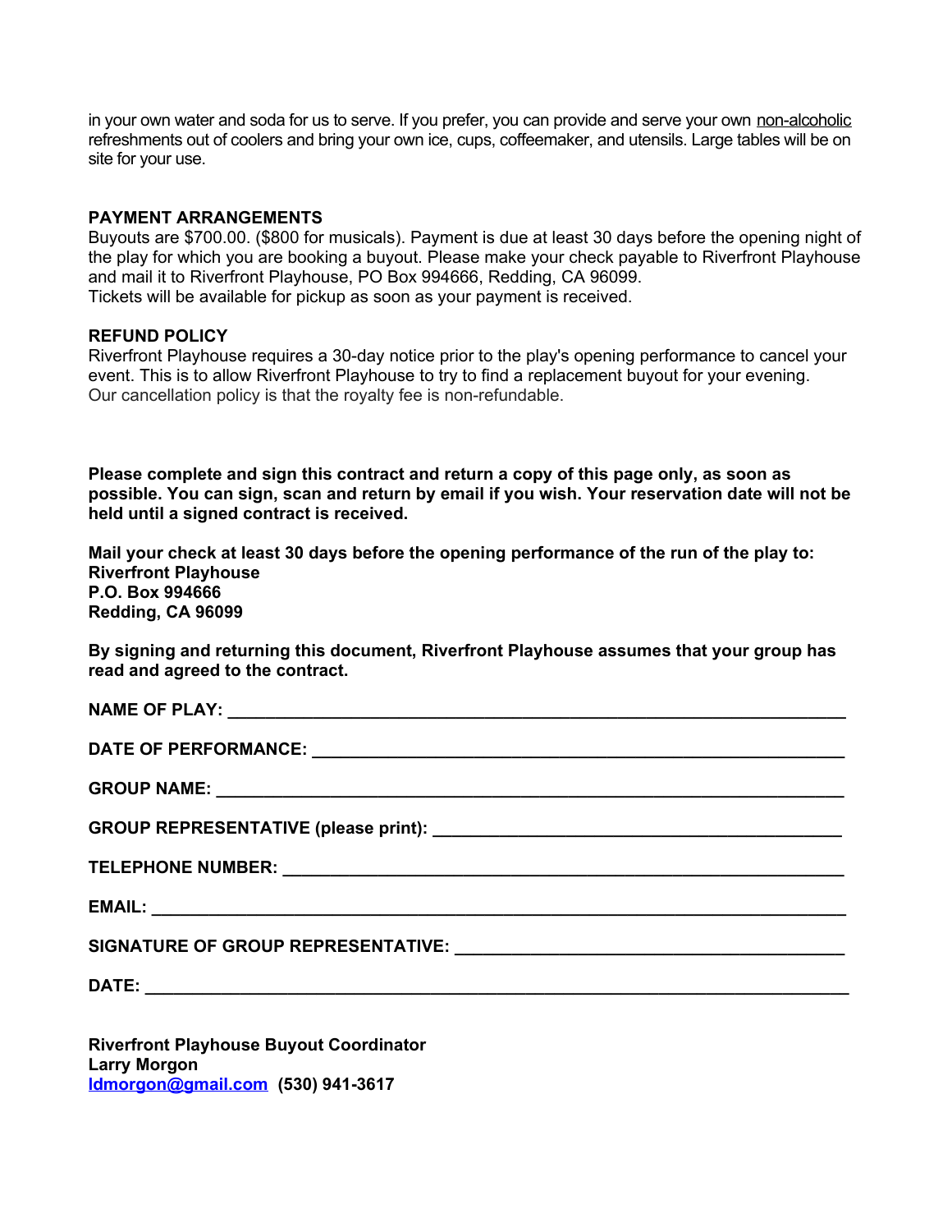in your own water and soda for us to serve. If you prefer, you can provide and serve your own non-alcoholic refreshments out of coolers and bring your own ice, cups, coffeemaker, and utensils. Large tables will be on site for your use.

**PAYMENT ARRANGEMENTS**

Buyouts are $700.00. ($800 for musicals). Payment is due at least 30 days before the opening night of the play for which you are booking a buyout. Please make your check payable to Riverfront Playhouse and mail it to Riverfront Playhouse, PO Box 994666, Redding, CA 96099.
Tickets will be available for pickup as soon as your payment is received.

**REFUND POLICY**

Riverfront Playhouse requires a 30-day notice prior to the play's opening performance to cancel your event. This is to allow Riverfront Playhouse to try to find a replacement buyout for your evening.
Our cancellation policy is that the royalty fee is non-refundable.

**Please complete and sign this contract and return a copy of this page only, as soon as possible. You can sign, scan and return by email if you wish. Your reservation date will not be held until a signed contract is received.**

**Mail your check at least 30 days before the opening performance of the run of the play to:**
**Riverfront Playhouse**
**P.O. Box 994666**
**Redding, CA 96099**

**By signing and returning this document, Riverfront Playhouse assumes that your group has read and agreed to the contract.**

**NAME OF PLAY:** ____________________________________________

**DATE OF PERFORMANCE:** ____________________________________________

**GROUP NAME:** ____________________________________________

**GROUP REPRESENTATIVE (please print):** ____________________________________________

**TELEPHONE NUMBER:** ____________________________________________

**EMAIL:** ____________________________________________

**SIGNATURE OF GROUP REPRESENTATIVE:** ____________________________________________

**DATE:** ____________________________________________

**Riverfront Playhouse Buyout Coordinator**
**Larry Morgon**
**ldmorgon@gmail.com (530) 941-3617**